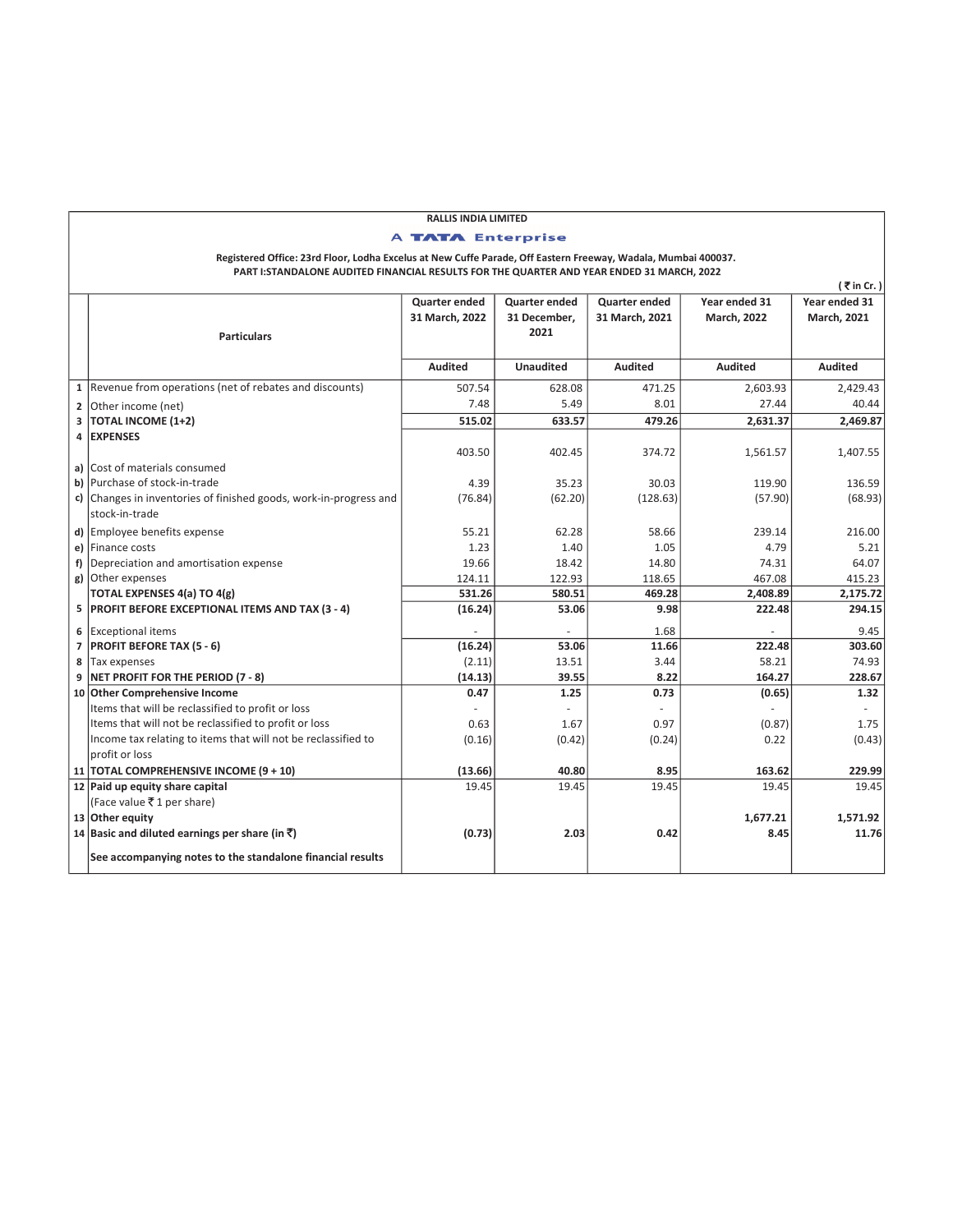**RALLIS INDIA LIMITED**

**A TATA Enterprise**

**Registered Office: 23rd Floor, Lodha Excelus at New Cuffe Parade, Off Eastern Freeway, Wadala, Mumbai 400037.**

**PART I:STANDALONE AUDITED FINANCIAL RESULTS FOR THE QUARTER AND YEAR ENDED 31 MARCH, 2022**

(₹ in Cr.)

| | Particulars | Quarter ended 31 March, 2022 | Quarter ended 31 December, 2021 | Quarter ended 31 March, 2021 | Year ended 31 March, 2022 | Year ended 31 March, 2021 |
|---|---|---|---|---|---|---|
| | | Audited | Unaudited | Audited | Audited | Audited |
| 1 | Revenue from operations (net of rebates and discounts) | 507.54 | 628.08 | 471.25 | 2,603.93 | 2,429.43 |
| 2 | Other income (net) | 7.48 | 5.49 | 8.01 | 27.44 | 40.44 |
| 3 | **TOTAL INCOME (1+2)** | **515.02** | **633.57** | **479.26** | **2,631.37** | **2,469.87** |
| 4 | **EXPENSES** | | | | | |
| a) | Cost of materials consumed | 403.50 | 402.45 | 374.72 | 1,561.57 | 1,407.55 |
| b) | Purchase of stock-in-trade | 4.39 | 35.23 | 30.03 | 119.90 | 136.59 |
| c) | Changes in inventories of finished goods, work-in-progress and stock-in-trade | (76.84) | (62.20) | (128.63) | (57.90) | (68.93) |
| d) | Employee benefits expense | 55.21 | 62.28 | 58.66 | 239.14 | 216.00 |
| e) | Finance costs | 1.23 | 1.40 | 1.05 | 4.79 | 5.21 |
| f) | Depreciation and amortisation expense | 19.66 | 18.42 | 14.80 | 74.31 | 64.07 |
| g) | Other expenses | 124.11 | 122.93 | 118.65 | 467.08 | 415.23 |
| | **TOTAL EXPENSES 4(a) TO 4(g)** | **531.26** | **580.51** | **469.28** | **2,408.89** | **2,175.72** |
| 5 | **PROFIT BEFORE EXCEPTIONAL ITEMS AND TAX (3 - 4)** | **(16.24)** | **53.06** | **9.98** | **222.48** | **294.15** |
| 6 | Exceptional items | - | - | 1.68 | - | 9.45 |
| 7 | **PROFIT BEFORE TAX (5 - 6)** | **(16.24)** | **53.06** | **11.66** | **222.48** | **303.60** |
| 8 | Tax expenses | (2.11) | 13.51 | 3.44 | 58.21 | 74.93 |
| 9 | **NET PROFIT FOR THE PERIOD (7 - 8)** | **(14.13)** | **39.55** | **8.22** | **164.27** | **228.67** |
| 10 | **Other Comprehensive Income** | **0.47** | **1.25** | **0.73** | **(0.65)** | **1.32** |
| | Items that will be reclassified to profit or loss | - | - | - | - | - |
| | Items that will not be reclassified to profit or loss | 0.63 | 1.67 | 0.97 | (0.87) | 1.75 |
| | Income tax relating to items that will not be reclassified to profit or loss | (0.16) | (0.42) | (0.24) | 0.22 | (0.43) |
| 11 | **TOTAL COMPREHENSIVE INCOME (9 + 10)** | **(13.66)** | **40.80** | **8.95** | **163.62** | **229.99** |
| 12 | **Paid up equity share capital** (Face value ₹ 1 per share) | 19.45 | 19.45 | 19.45 | 19.45 | 19.45 |
| 13 | **Other equity** | | | | **1,677.21** | **1,571.92** |
| 14 | **Basic and diluted earnings per share (in ₹)** | **(0.73)** | **2.03** | **0.42** | **8.45** | **11.76** |
| | **See accompanying notes to the standalone financial results** | | | | | |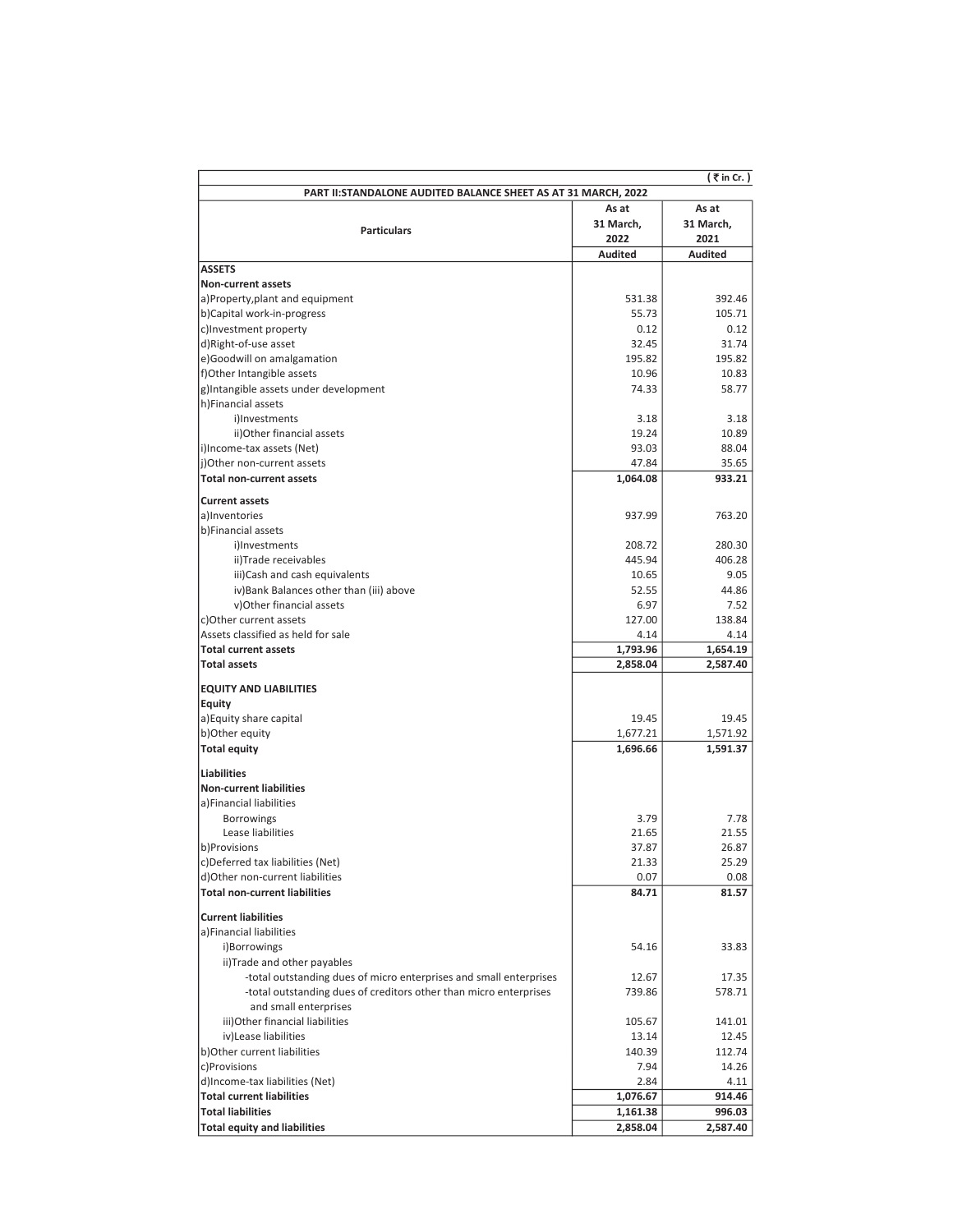| | | (₹ in Cr.) |
|---|---|---|
| **PART II:STANDALONE AUDITED BALANCE SHEET AS AT 31 MARCH, 2022** | | |
| **Particulars** | **As at 31 March, 2022** | **As at 31 March, 2021** |
| | **Audited** | **Audited** |
| **ASSETS** | | |
| **Non-current assets** | | |
| a)Property,plant and equipment | 531.38 | 392.46 |
| b)Capital work-in-progress | 55.73 | 105.71 |
| c)Investment property | 0.12 | 0.12 |
| d)Right-of-use asset | 32.45 | 31.74 |
| e)Goodwill on amalgamation | 195.82 | 195.82 |
| f)Other Intangible assets | 10.96 | 10.83 |
| g)Intangible assets under development | 74.33 | 58.77 |
| h)Financial assets | | |
| i)Investments | 3.18 | 3.18 |
| ii)Other financial assets | 19.24 | 10.89 |
| i)Income-tax assets (Net) | 93.03 | 88.04 |
| j)Other non-current assets | 47.84 | 35.65 |
| **Total non-current assets** | **1,064.08** | **933.21** |
| **Current assets** | | |
| a)Inventories | 937.99 | 763.20 |
| b)Financial assets | | |
| i)Investments | 208.72 | 280.30 |
| ii)Trade receivables | 445.94 | 406.28 |
| iii)Cash and cash equivalents | 10.65 | 9.05 |
| iv)Bank Balances other than (iii) above | 52.55 | 44.86 |
| v)Other financial assets | 6.97 | 7.52 |
| c)Other current assets | 127.00 | 138.84 |
| Assets classified as held for sale | 4.14 | 4.14 |
| **Total current assets** | **1,793.96** | **1,654.19** |
| **Total assets** | **2,858.04** | **2,587.40** |
| **EQUITY AND LIABILITIES** | | |
| **Equity** | | |
| a)Equity share capital | 19.45 | 19.45 |
| b)Other equity | 1,677.21 | 1,571.92 |
| **Total equity** | **1,696.66** | **1,591.37** |
| **Liabilities** | | |
| **Non-current liabilities** | | |
| a)Financial liabilities | | |
| Borrowings | 3.79 | 7.78 |
| Lease liabilities | 21.65 | 21.55 |
| b)Provisions | 37.87 | 26.87 |
| c)Deferred tax liabilities (Net) | 21.33 | 25.29 |
| d)Other non-current liabilities | 0.07 | 0.08 |
| **Total non-current liabilities** | **84.71** | **81.57** |
| **Current liabilities** | | |
| a)Financial liabilities | | |
| i)Borrowings | 54.16 | 33.83 |
| ii)Trade and other payables | | |
| -total outstanding dues of micro enterprises and small enterprises | 12.67 | 17.35 |
| -total outstanding dues of creditors other than micro enterprises and small enterprises | 739.86 | 578.71 |
| iii)Other financial liabilities | 105.67 | 141.01 |
| iv)Lease liabilities | 13.14 | 12.45 |
| b)Other current liabilities | 140.39 | 112.74 |
| c)Provisions | 7.94 | 14.26 |
| d)Income-tax liabilities (Net) | 2.84 | 4.11 |
| **Total current liabilities** | **1,076.67** | **914.46** |
| **Total liabilities** | **1,161.38** | **996.03** |
| **Total equity and liabilities** | **2,858.04** | **2,587.40** |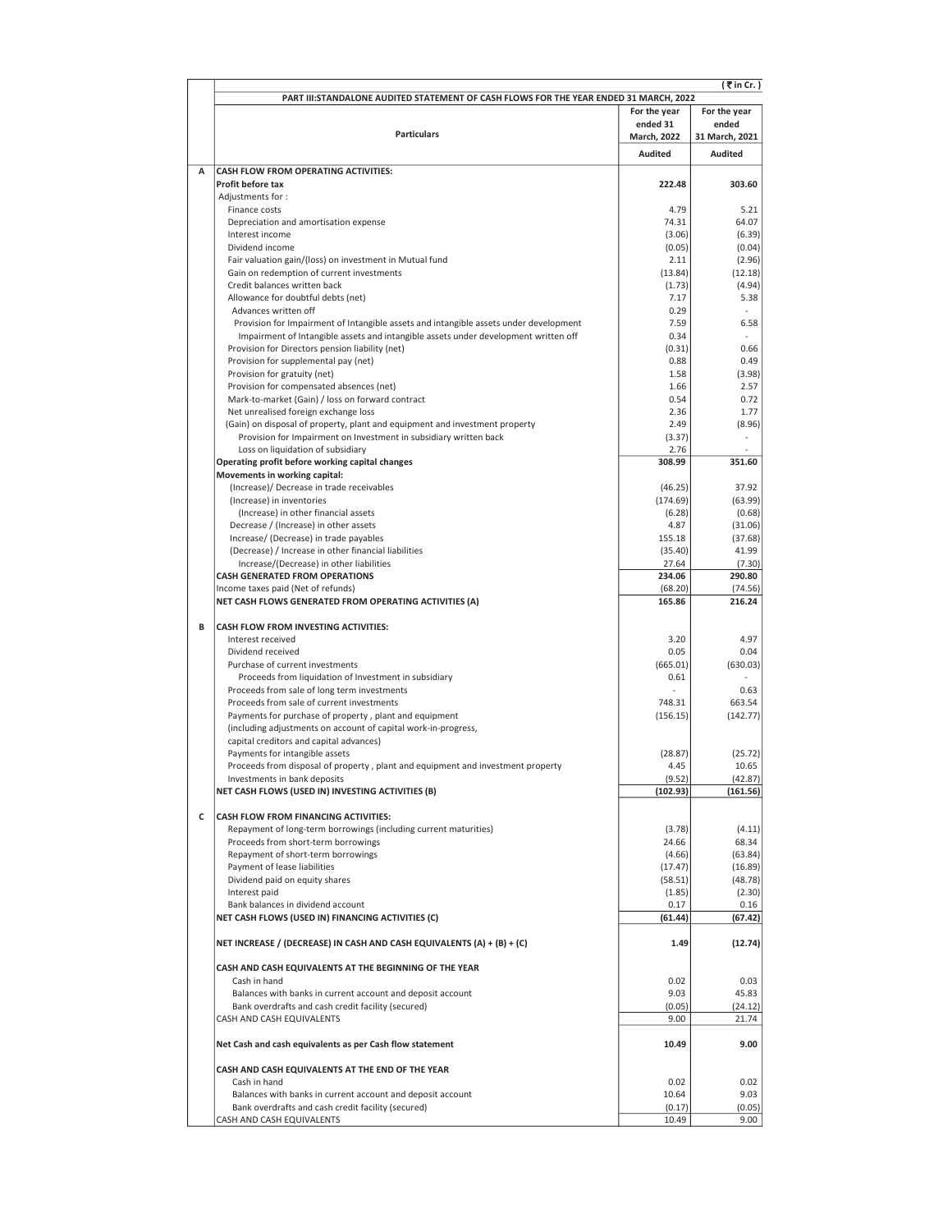( ₹ in Cr. )

## PART III:STANDALONE AUDITED STATEMENT OF CASH FLOWS FOR THE YEAR ENDED 31 MARCH, 2022

| | Particulars | For the year ended 31 March, 2022 | For the year ended 31 March, 2021 |
|---|---|---|---|
| | | Audited | Audited |
| A | **CASH FLOW FROM OPERATING ACTIVITIES:** | | |
| | **Profit before tax** | **222.48** | **303.60** |
| | Adjustments for : | | |
| | Finance costs | 4.79 | 5.21 |
| | Depreciation and amortisation expense | 74.31 | 64.07 |
| | Interest income | (3.06) | (6.39) |
| | Dividend income | (0.05) | (0.04) |
| | Fair valuation gain/(loss) on investment in Mutual fund | 2.11 | (2.96) |
| | Gain on redemption of current investments | (13.84) | (12.18) |
| | Credit balances written back | (1.73) | (4.94) |
| | Allowance for doubtful debts (net) | 7.17 | 5.38 |
| | Advances written off | 0.29 | - |
| | Provision for Impairment of Intangible assets and intangible assets under development | 7.59 | 6.58 |
| | Impairment of Intangible assets and intangible assets under development written off | 0.34 | - |
| | Provision for Directors pension liability (net) | (0.31) | 0.66 |
| | Provision for supplemental pay (net) | 0.88 | 0.49 |
| | Provision for gratuity (net) | 1.58 | (3.98) |
| | Provision for compensated absences (net) | 1.66 | 2.57 |
| | Mark-to-market (Gain) / loss on forward contract | 0.54 | 0.72 |
| | Net unrealised foreign exchange loss | 2.36 | 1.77 |
| | (Gain) on disposal of property, plant and equipment and investment property | 2.49 | (8.96) |
| | Provision for Impairment on Investment in subsidiary written back | (3.37) | - |
| | Loss on liquidation of subsidiary | 2.76 | - |
| | **Operating profit before working capital changes** | **308.99** | **351.60** |
| | **Movements in working capital:** | | |
| | (Increase)/ Decrease in trade receivables | (46.25) | 37.92 |
| | (Increase) in inventories | (174.69) | (63.99) |
| | (Increase) in other financial assets | (6.28) | (0.68) |
| | Decrease / (Increase) in other assets | 4.87 | (31.06) |
| | Increase/ (Decrease) in trade payables | 155.18 | (37.68) |
| | (Decrease) / Increase in other financial liabilities | (35.40) | 41.99 |
| | Increase/(Decrease) in other liabilities | 27.64 | (7.30) |
| | **CASH GENERATED FROM OPERATIONS** | **234.06** | **290.80** |
| | Income taxes paid (Net of refunds) | (68.20) | (74.56) |
| | **NET CASH FLOWS GENERATED FROM OPERATING ACTIVITIES (A)** | **165.86** | **216.24** |
| B | **CASH FLOW FROM INVESTING ACTIVITIES:** | | |
| | Interest received | 3.20 | 4.97 |
| | Dividend received | 0.05 | 0.04 |
| | Purchase of current investments | (665.01) | (630.03) |
| | Proceeds from liquidation of Investment in subsidiary | 0.61 | - |
| | Proceeds from sale of long term investments | - | 0.63 |
| | Proceeds from sale of current investments | 748.31 | 663.54 |
| | Payments for purchase of property , plant and equipment (including adjustments on account of capital work-in-progress, capital creditors and capital advances) | (156.15) | (142.77) |
| | Payments for intangible assets | (28.87) | (25.72) |
| | Proceeds from disposal of property , plant and equipment and investment property | 4.45 | 10.65 |
| | Investments in bank deposits | (9.52) | (42.87) |
| | **NET CASH FLOWS (USED IN) INVESTING ACTIVITIES (B)** | **(102.93)** | **(161.56)** |
| C | **CASH FLOW FROM FINANCING ACTIVITIES:** | | |
| | Repayment of long-term borrowings (including current maturities) | (3.78) | (4.11) |
| | Proceeds from short-term borrowings | 24.66 | 68.34 |
| | Repayment of short-term borrowings | (4.66) | (63.84) |
| | Payment of lease liabilities | (17.47) | (16.89) |
| | Dividend paid on equity shares | (58.51) | (48.78) |
| | Interest paid | (1.85) | (2.30) |
| | Bank balances in dividend account | 0.17 | 0.16 |
| | **NET CASH FLOWS (USED IN) FINANCING ACTIVITIES (C)** | **(61.44)** | **(67.42)** |
| | **NET INCREASE / (DECREASE) IN CASH AND CASH EQUIVALENTS (A) + (B) + (C)** | **1.49** | **(12.74)** |
| | **CASH AND CASH EQUIVALENTS AT THE BEGINNING OF THE YEAR** | | |
| | Cash in hand | 0.02 | 0.03 |
| | Balances with banks in current account and deposit account | 9.03 | 45.83 |
| | Bank overdrafts and cash credit facility (secured) | (0.05) | (24.12) |
| | CASH AND CASH EQUIVALENTS | 9.00 | 21.74 |
| | **Net Cash and cash equivalents as per Cash flow statement** | **10.49** | **9.00** |
| | **CASH AND CASH EQUIVALENTS AT THE END OF THE YEAR** | | |
| | Cash in hand | 0.02 | 0.02 |
| | Balances with banks in current account and deposit account | 10.64 | 9.03 |
| | Bank overdrafts and cash credit facility (secured) | (0.17) | (0.05) |
| | CASH AND CASH EQUIVALENTS | 10.49 | 9.00 |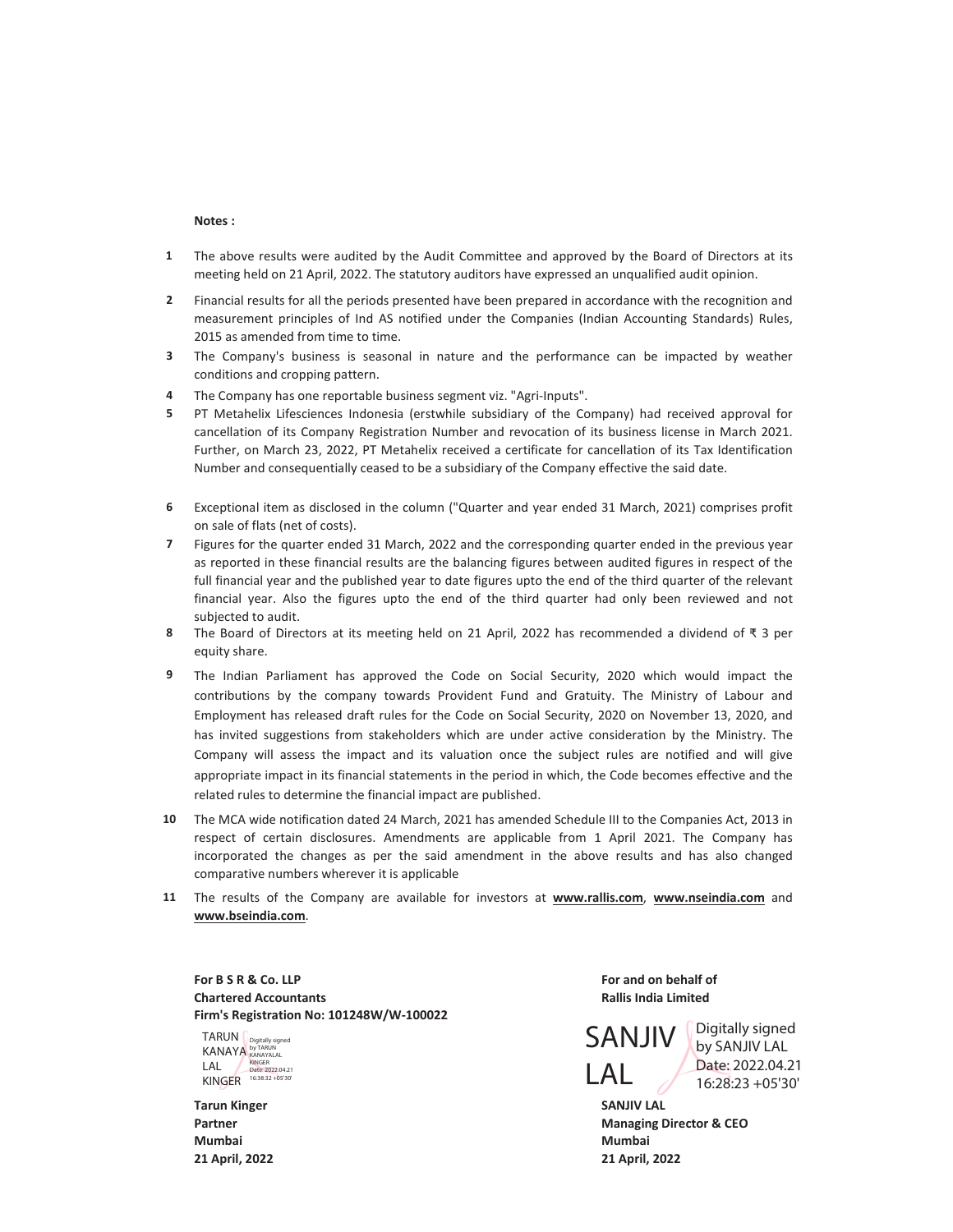**Notes :**

1. The above results were audited by the Audit Committee and approved by the Board of Directors at its meeting held on 21 April, 2022. The statutory auditors have expressed an unqualified audit opinion.
2. Financial results for all the periods presented have been prepared in accordance with the recognition and measurement principles of Ind AS notified under the Companies (Indian Accounting Standards) Rules, 2015 as amended from time to time.
3. The Company's business is seasonal in nature and the performance can be impacted by weather conditions and cropping pattern.
4. The Company has one reportable business segment viz. "Agri-Inputs".
5. PT Metahelix Lifesciences Indonesia (erstwhile subsidiary of the Company) had received approval for cancellation of its Company Registration Number and revocation of its business license in March 2021. Further, on March 23, 2022, PT Metahelix received a certificate for cancellation of its Tax Identification Number and consequentially ceased to be a subsidiary of the Company effective the said date.
6. Exceptional item as disclosed in the column ("Quarter and year ended 31 March, 2021) comprises profit on sale of flats (net of costs).
7. Figures for the quarter ended 31 March, 2022 and the corresponding quarter ended in the previous year as reported in these financial results are the balancing figures between audited figures in respect of the full financial year and the published year to date figures upto the end of the third quarter of the relevant financial year. Also the figures upto the end of the third quarter had only been reviewed and not subjected to audit.
8. The Board of Directors at its meeting held on 21 April, 2022 has recommended a dividend of ₹ 3 per equity share.
9. The Indian Parliament has approved the Code on Social Security, 2020 which would impact the contributions by the company towards Provident Fund and Gratuity. The Ministry of Labour and Employment has released draft rules for the Code on Social Security, 2020 on November 13, 2020, and has invited suggestions from stakeholders which are under active consideration by the Ministry. The Company will assess the impact and its valuation once the subject rules are notified and will give appropriate impact in its financial statements in the period in which, the Code becomes effective and the related rules to determine the financial impact are published.
10. The MCA wide notification dated 24 March, 2021 has amended Schedule III to the Companies Act, 2013 in respect of certain disclosures. Amendments are applicable from 1 April 2021. The Company has incorporated the changes as per the said amendment in the above results and has also changed comparative numbers wherever it is applicable
11. The results of the Company are available for investors at **www.rallis.com**, **www.nseindia.com** and **www.bseindia.com**.

**For B S R & Co. LLP**
**Chartered Accountants**
**Firm's Registration No: 101248W/W-100022**

TARUN KANAYALAL KINGER — Digitally signed by TARUN KANAYALAL KINGER Date: 2022.04.21 16:38:32 +05'30'

**Tarun Kinger**
**Partner**
**Mumbai**
**21 April, 2022**

**For and on behalf of**
**Rallis India Limited**

SANJIV LAL — Digitally signed by SANJIV LAL Date: 2022.04.21 16:28:23 +05'30'

**SANJIV LAL**
**Managing Director & CEO**
**Mumbai**
**21 April, 2022**